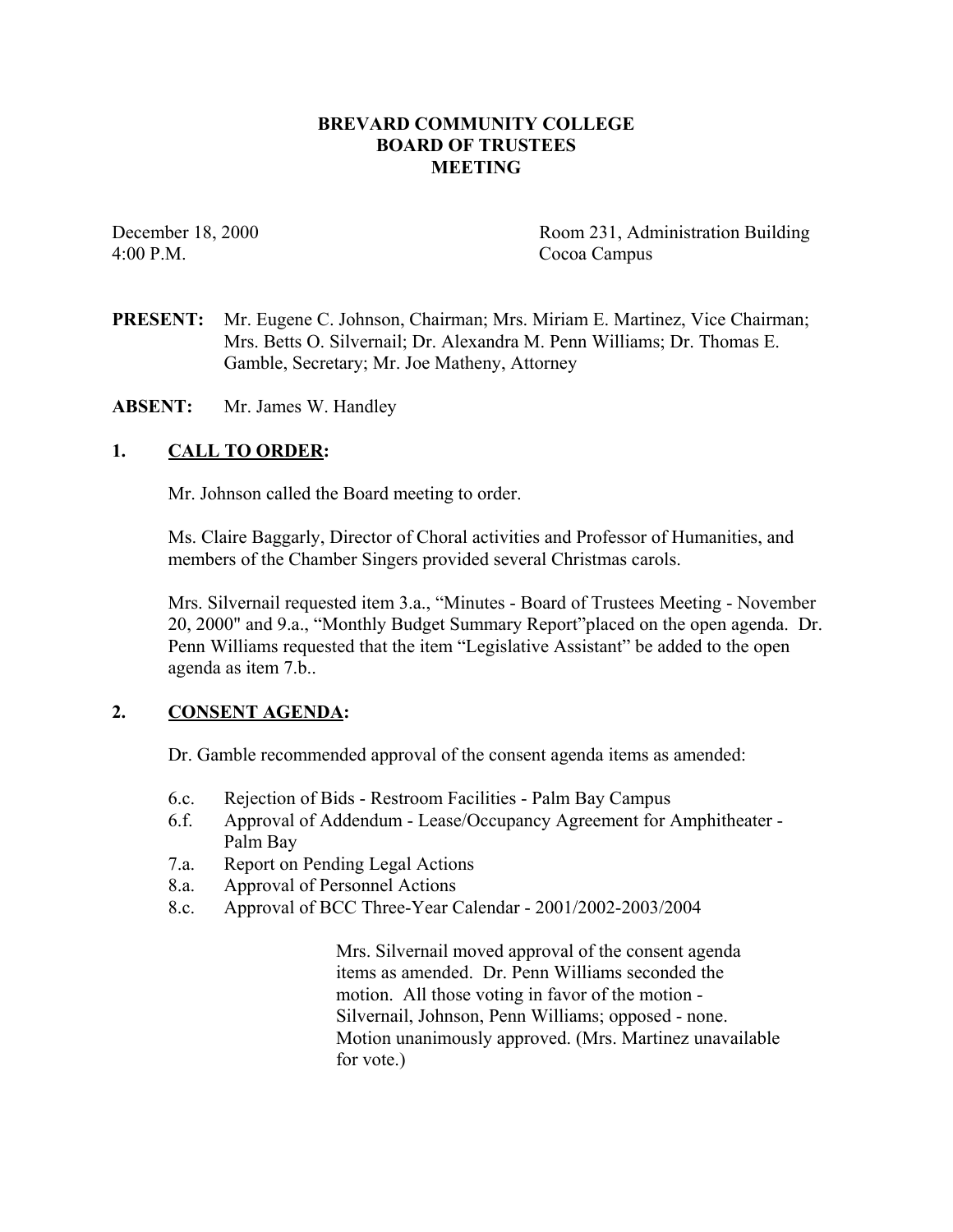# BREVARD COMMUNITY COLLEGE
# BOARD OF TRUSTEES
# MEETING

December 18, 2000
4:00 P.M.

Room 231, Administration Building
Cocoa Campus

**PRESENT:** Mr. Eugene C. Johnson, Chairman; Mrs. Miriam E. Martinez, Vice Chairman; Mrs. Betts O. Silvernail; Dr. Alexandra M. Penn Williams; Dr. Thomas E. Gamble, Secretary; Mr. Joe Matheny, Attorney

**ABSENT:** Mr. James W. Handley

## 1. CALL TO ORDER:

Mr. Johnson called the Board meeting to order.

Ms. Claire Baggarly, Director of Choral activities and Professor of Humanities, and members of the Chamber Singers provided several Christmas carols.

Mrs. Silvernail requested item 3.a., "Minutes - Board of Trustees Meeting - November 20, 2000" and 9.a., "Monthly Budget Summary Report"placed on the open agenda. Dr. Penn Williams requested that the item "Legislative Assistant" be added to the open agenda as item 7.b..

## 2. CONSENT AGENDA:

Dr. Gamble recommended approval of the consent agenda items as amended:

- 6.c. Rejection of Bids - Restroom Facilities - Palm Bay Campus
- 6.f. Approval of Addendum - Lease/Occupancy Agreement for Amphitheater - Palm Bay
- 7.a. Report on Pending Legal Actions
- 8.a. Approval of Personnel Actions
- 8.c. Approval of BCC Three-Year Calendar - 2001/2002-2003/2004

Mrs. Silvernail moved approval of the consent agenda items as amended. Dr. Penn Williams seconded the motion. All those voting in favor of the motion - Silvernail, Johnson, Penn Williams; opposed - none. Motion unanimously approved. (Mrs. Martinez unavailable for vote.)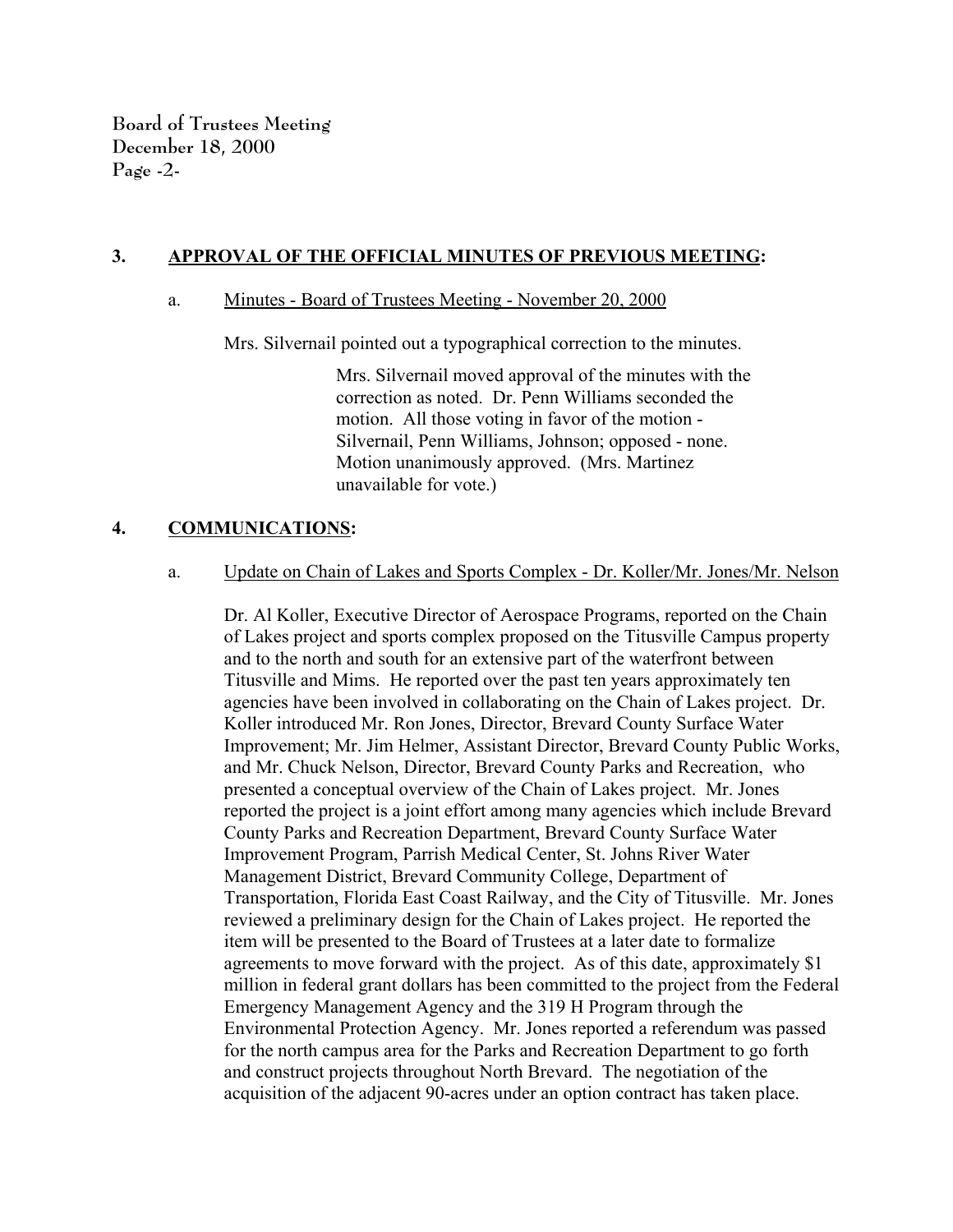## 3. APPROVAL OF THE OFFICIAL MINUTES OF PREVIOUS MEETING:

a. Minutes - Board of Trustees Meeting - November 20, 2000

Mrs. Silvernail pointed out a typographical correction to the minutes.

> Mrs. Silvernail moved approval of the minutes with the correction as noted. Dr. Penn Williams seconded the motion. All those voting in favor of the motion - Silvernail, Penn Williams, Johnson; opposed - none. Motion unanimously approved. (Mrs. Martinez unavailable for vote.)

## 4. COMMUNICATIONS:

a. Update on Chain of Lakes and Sports Complex - Dr. Koller/Mr. Jones/Mr. Nelson

Dr. Al Koller, Executive Director of Aerospace Programs, reported on the Chain of Lakes project and sports complex proposed on the Titusville Campus property and to the north and south for an extensive part of the waterfront between Titusville and Mims. He reported over the past ten years approximately ten agencies have been involved in collaborating on the Chain of Lakes project. Dr. Koller introduced Mr. Ron Jones, Director, Brevard County Surface Water Improvement; Mr. Jim Helmer, Assistant Director, Brevard County Public Works, and Mr. Chuck Nelson, Director, Brevard County Parks and Recreation, who presented a conceptual overview of the Chain of Lakes project. Mr. Jones reported the project is a joint effort among many agencies which include Brevard County Parks and Recreation Department, Brevard County Surface Water Improvement Program, Parrish Medical Center, St. Johns River Water Management District, Brevard Community College, Department of Transportation, Florida East Coast Railway, and the City of Titusville. Mr. Jones reviewed a preliminary design for the Chain of Lakes project. He reported the item will be presented to the Board of Trustees at a later date to formalize agreements to move forward with the project. As of this date, approximately $1 million in federal grant dollars has been committed to the project from the Federal Emergency Management Agency and the 319 H Program through the Environmental Protection Agency. Mr. Jones reported a referendum was passed for the north campus area for the Parks and Recreation Department to go forth and construct projects throughout North Brevard. The negotiation of the acquisition of the adjacent 90-acres under an option contract has taken place.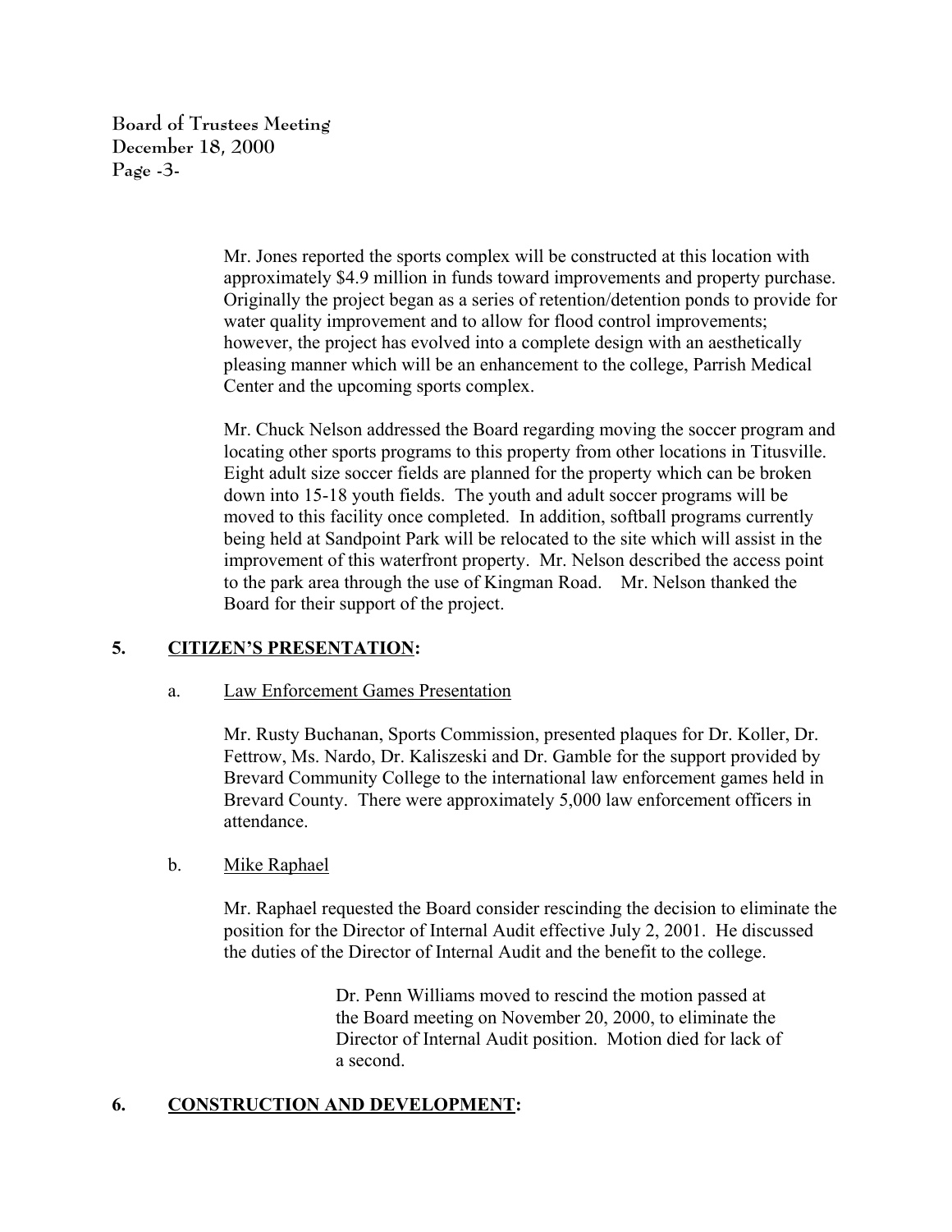Mr. Jones reported the sports complex will be constructed at this location with approximately $4.9 million in funds toward improvements and property purchase. Originally the project began as a series of retention/detention ponds to provide for water quality improvement and to allow for flood control improvements; however, the project has evolved into a complete design with an aesthetically pleasing manner which will be an enhancement to the college, Parrish Medical Center and the upcoming sports complex.

Mr. Chuck Nelson addressed the Board regarding moving the soccer program and locating other sports programs to this property from other locations in Titusville. Eight adult size soccer fields are planned for the property which can be broken down into 15-18 youth fields. The youth and adult soccer programs will be moved to this facility once completed. In addition, softball programs currently being held at Sandpoint Park will be relocated to the site which will assist in the improvement of this waterfront property. Mr. Nelson described the access point to the park area through the use of Kingman Road. Mr. Nelson thanked the Board for their support of the project.

## 5. CITIZEN'S PRESENTATION:

### a. Law Enforcement Games Presentation

Mr. Rusty Buchanan, Sports Commission, presented plaques for Dr. Koller, Dr. Fettrow, Ms. Nardo, Dr. Kaliszeski and Dr. Gamble for the support provided by Brevard Community College to the international law enforcement games held in Brevard County. There were approximately 5,000 law enforcement officers in attendance.

### b. Mike Raphael

Mr. Raphael requested the Board consider rescinding the decision to eliminate the position for the Director of Internal Audit effective July 2, 2001. He discussed the duties of the Director of Internal Audit and the benefit to the college.

> Dr. Penn Williams moved to rescind the motion passed at the Board meeting on November 20, 2000, to eliminate the Director of Internal Audit position. Motion died for lack of a second.

## 6. CONSTRUCTION AND DEVELOPMENT: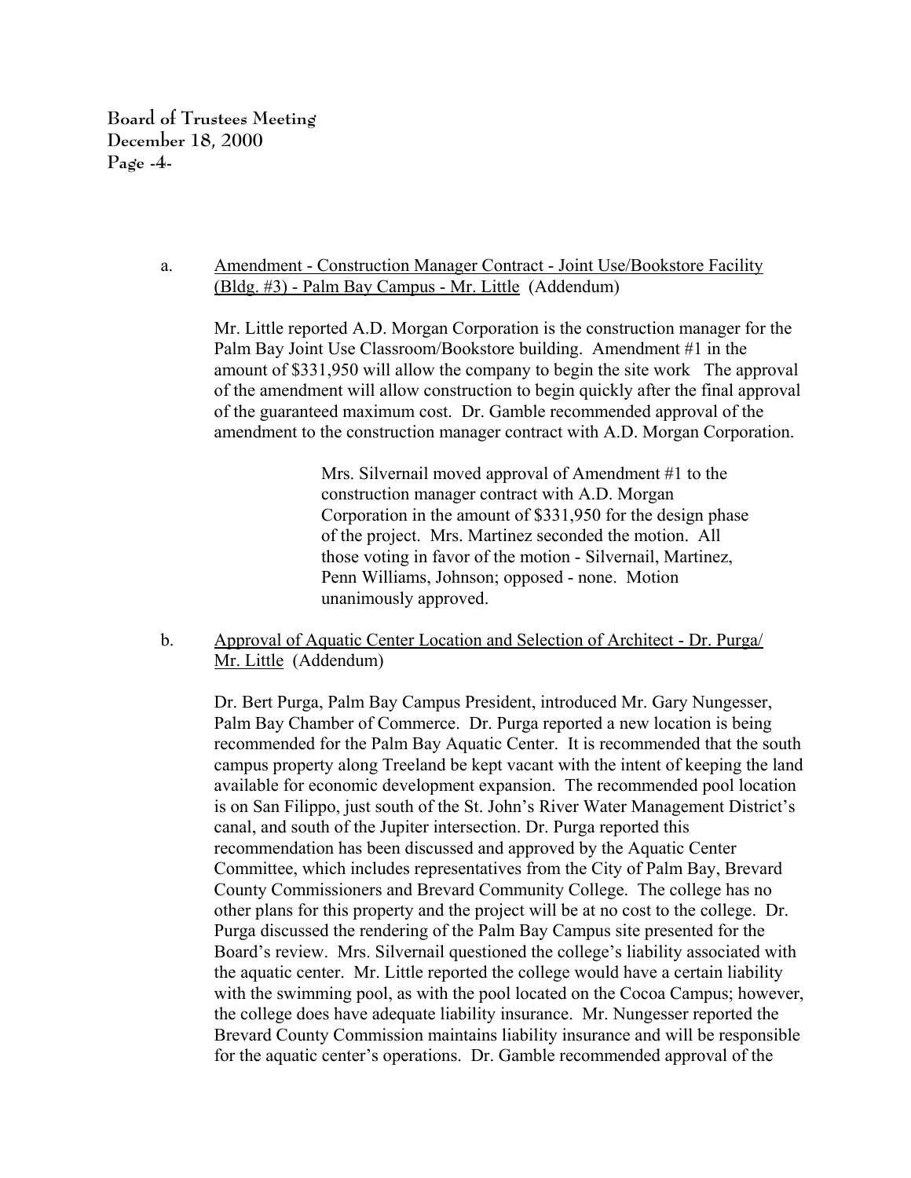a. Amendment - Construction Manager Contract - Joint Use/Bookstore Facility (Bldg. #3) - Palm Bay Campus - Mr. Little (Addendum)

Mr. Little reported A.D. Morgan Corporation is the construction manager for the Palm Bay Joint Use Classroom/Bookstore building. Amendment #1 in the amount of $331,950 will allow the company to begin the site work The approval of the amendment will allow construction to begin quickly after the final approval of the guaranteed maximum cost. Dr. Gamble recommended approval of the amendment to the construction manager contract with A.D. Morgan Corporation.

> Mrs. Silvernail moved approval of Amendment #1 to the construction manager contract with A.D. Morgan Corporation in the amount of $331,950 for the design phase of the project. Mrs. Martinez seconded the motion. All those voting in favor of the motion - Silvernail, Martinez, Penn Williams, Johnson; opposed - none. Motion unanimously approved.

b. Approval of Aquatic Center Location and Selection of Architect - Dr. Purga/ Mr. Little (Addendum)

Dr. Bert Purga, Palm Bay Campus President, introduced Mr. Gary Nungesser, Palm Bay Chamber of Commerce. Dr. Purga reported a new location is being recommended for the Palm Bay Aquatic Center. It is recommended that the south campus property along Treeland be kept vacant with the intent of keeping the land available for economic development expansion. The recommended pool location is on San Filippo, just south of the St. John's River Water Management District's canal, and south of the Jupiter intersection. Dr. Purga reported this recommendation has been discussed and approved by the Aquatic Center Committee, which includes representatives from the City of Palm Bay, Brevard County Commissioners and Brevard Community College. The college has no other plans for this property and the project will be at no cost to the college. Dr. Purga discussed the rendering of the Palm Bay Campus site presented for the Board's review. Mrs. Silvernail questioned the college's liability associated with the aquatic center. Mr. Little reported the college would have a certain liability with the swimming pool, as with the pool located on the Cocoa Campus; however, the college does have adequate liability insurance. Mr. Nungesser reported the Brevard County Commission maintains liability insurance and will be responsible for the aquatic center's operations. Dr. Gamble recommended approval of the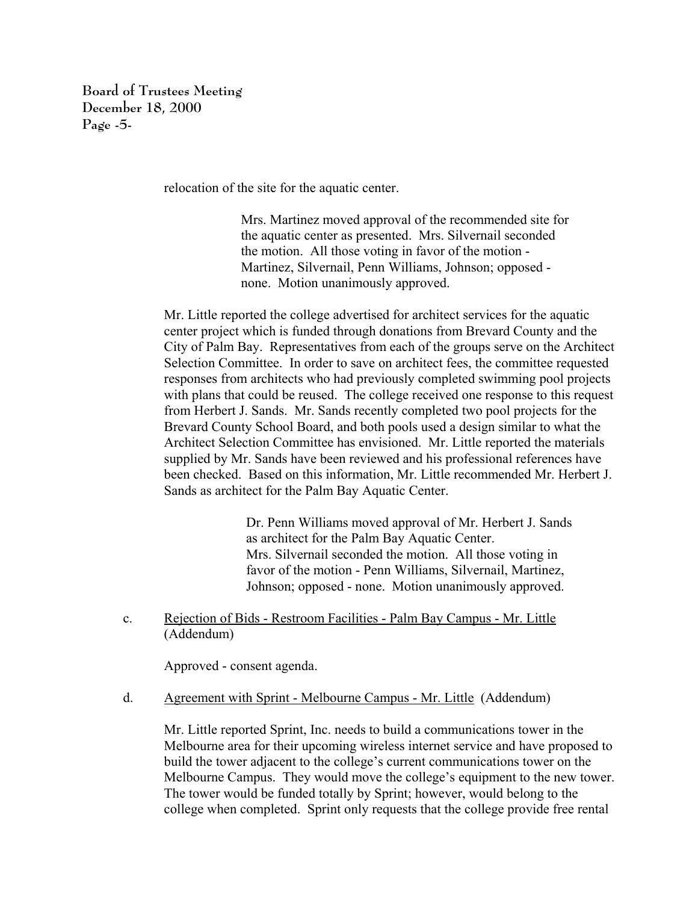relocation of the site for the aquatic center.

> Mrs. Martinez moved approval of the recommended site for the aquatic center as presented. Mrs. Silvernail seconded the motion. All those voting in favor of the motion - Martinez, Silvernail, Penn Williams, Johnson; opposed - none. Motion unanimously approved.

Mr. Little reported the college advertised for architect services for the aquatic center project which is funded through donations from Brevard County and the City of Palm Bay. Representatives from each of the groups serve on the Architect Selection Committee. In order to save on architect fees, the committee requested responses from architects who had previously completed swimming pool projects with plans that could be reused. The college received one response to this request from Herbert J. Sands. Mr. Sands recently completed two pool projects for the Brevard County School Board, and both pools used a design similar to what the Architect Selection Committee has envisioned. Mr. Little reported the materials supplied by Mr. Sands have been reviewed and his professional references have been checked. Based on this information, Mr. Little recommended Mr. Herbert J. Sands as architect for the Palm Bay Aquatic Center.

> Dr. Penn Williams moved approval of Mr. Herbert J. Sands as architect for the Palm Bay Aquatic Center. Mrs. Silvernail seconded the motion. All those voting in favor of the motion - Penn Williams, Silvernail, Martinez, Johnson; opposed - none. Motion unanimously approved.

c. Rejection of Bids - Restroom Facilities - Palm Bay Campus - Mr. Little (Addendum)

Approved - consent agenda.

d. Agreement with Sprint - Melbourne Campus - Mr. Little (Addendum)

Mr. Little reported Sprint, Inc. needs to build a communications tower in the Melbourne area for their upcoming wireless internet service and have proposed to build the tower adjacent to the college's current communications tower on the Melbourne Campus. They would move the college's equipment to the new tower. The tower would be funded totally by Sprint; however, would belong to the college when completed. Sprint only requests that the college provide free rental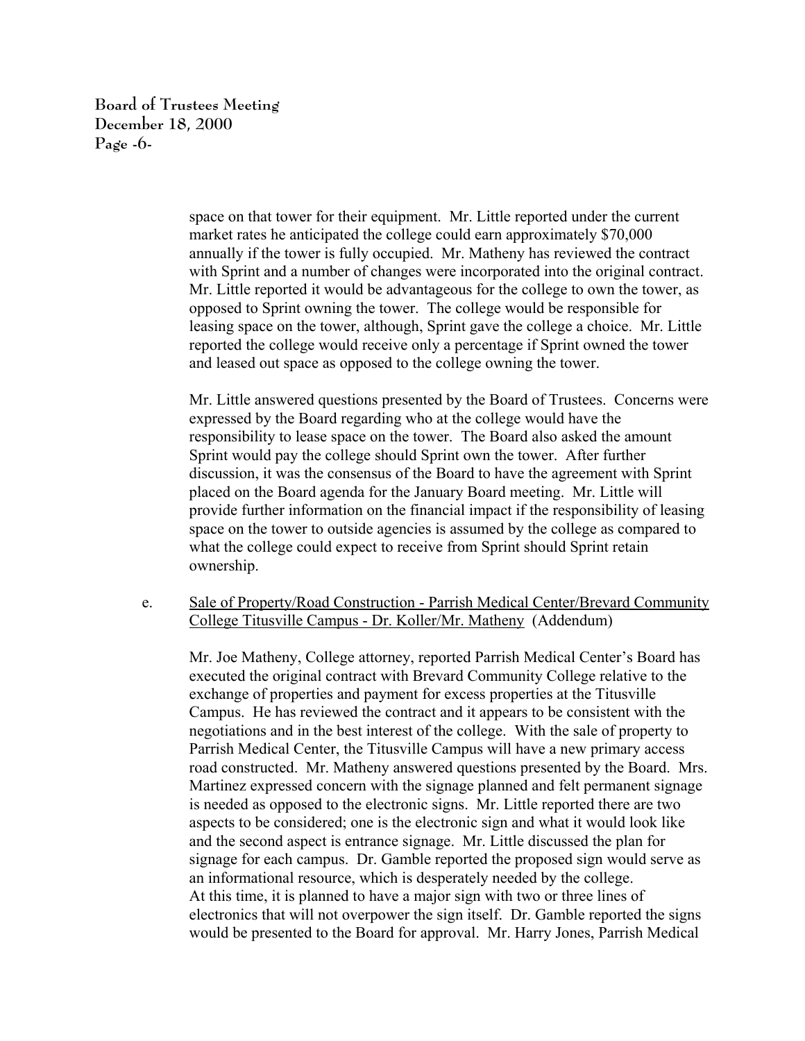space on that tower for their equipment. Mr. Little reported under the current market rates he anticipated the college could earn approximately $70,000 annually if the tower is fully occupied. Mr. Matheny has reviewed the contract with Sprint and a number of changes were incorporated into the original contract. Mr. Little reported it would be advantageous for the college to own the tower, as opposed to Sprint owning the tower. The college would be responsible for leasing space on the tower, although, Sprint gave the college a choice. Mr. Little reported the college would receive only a percentage if Sprint owned the tower and leased out space as opposed to the college owning the tower.

Mr. Little answered questions presented by the Board of Trustees. Concerns were expressed by the Board regarding who at the college would have the responsibility to lease space on the tower. The Board also asked the amount Sprint would pay the college should Sprint own the tower. After further discussion, it was the consensus of the Board to have the agreement with Sprint placed on the Board agenda for the January Board meeting. Mr. Little will provide further information on the financial impact if the responsibility of leasing space on the tower to outside agencies is assumed by the college as compared to what the college could expect to receive from Sprint should Sprint retain ownership.

e. Sale of Property/Road Construction - Parrish Medical Center/Brevard Community College Titusville Campus - Dr. Koller/Mr. Matheny (Addendum)

Mr. Joe Matheny, College attorney, reported Parrish Medical Center's Board has executed the original contract with Brevard Community College relative to the exchange of properties and payment for excess properties at the Titusville Campus. He has reviewed the contract and it appears to be consistent with the negotiations and in the best interest of the college. With the sale of property to Parrish Medical Center, the Titusville Campus will have a new primary access road constructed. Mr. Matheny answered questions presented by the Board. Mrs. Martinez expressed concern with the signage planned and felt permanent signage is needed as opposed to the electronic signs. Mr. Little reported there are two aspects to be considered; one is the electronic sign and what it would look like and the second aspect is entrance signage. Mr. Little discussed the plan for signage for each campus. Dr. Gamble reported the proposed sign would serve as an informational resource, which is desperately needed by the college. At this time, it is planned to have a major sign with two or three lines of electronics that will not overpower the sign itself. Dr. Gamble reported the signs would be presented to the Board for approval. Mr. Harry Jones, Parrish Medical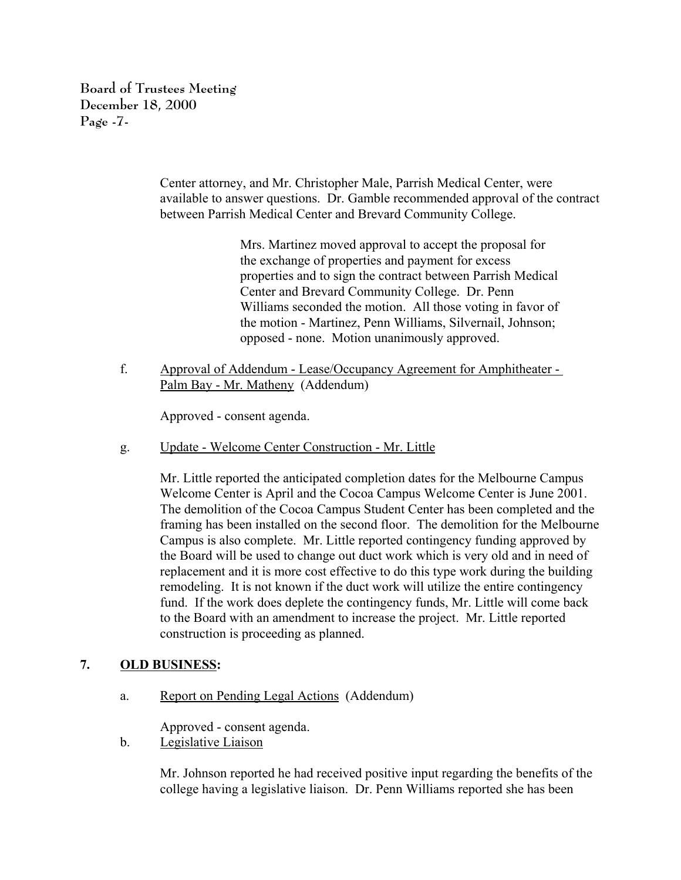Center attorney, and Mr. Christopher Male, Parrish Medical Center, were available to answer questions. Dr. Gamble recommended approval of the contract between Parrish Medical Center and Brevard Community College.

> Mrs. Martinez moved approval to accept the proposal for the exchange of properties and payment for excess properties and to sign the contract between Parrish Medical Center and Brevard Community College. Dr. Penn Williams seconded the motion. All those voting in favor of the motion - Martinez, Penn Williams, Silvernail, Johnson; opposed - none. Motion unanimously approved.

f. Approval of Addendum - Lease/Occupancy Agreement for Amphitheater - Palm Bay - Mr. Matheny (Addendum)

Approved - consent agenda.

g. Update - Welcome Center Construction - Mr. Little

Mr. Little reported the anticipated completion dates for the Melbourne Campus Welcome Center is April and the Cocoa Campus Welcome Center is June 2001. The demolition of the Cocoa Campus Student Center has been completed and the framing has been installed on the second floor. The demolition for the Melbourne Campus is also complete. Mr. Little reported contingency funding approved by the Board will be used to change out duct work which is very old and in need of replacement and it is more cost effective to do this type work during the building remodeling. It is not known if the duct work will utilize the entire contingency fund. If the work does deplete the contingency funds, Mr. Little will come back to the Board with an amendment to increase the project. Mr. Little reported construction is proceeding as planned.

## 7. OLD BUSINESS:

a. Report on Pending Legal Actions (Addendum)

Approved - consent agenda.

b. Legislative Liaison

Mr. Johnson reported he had received positive input regarding the benefits of the college having a legislative liaison. Dr. Penn Williams reported she has been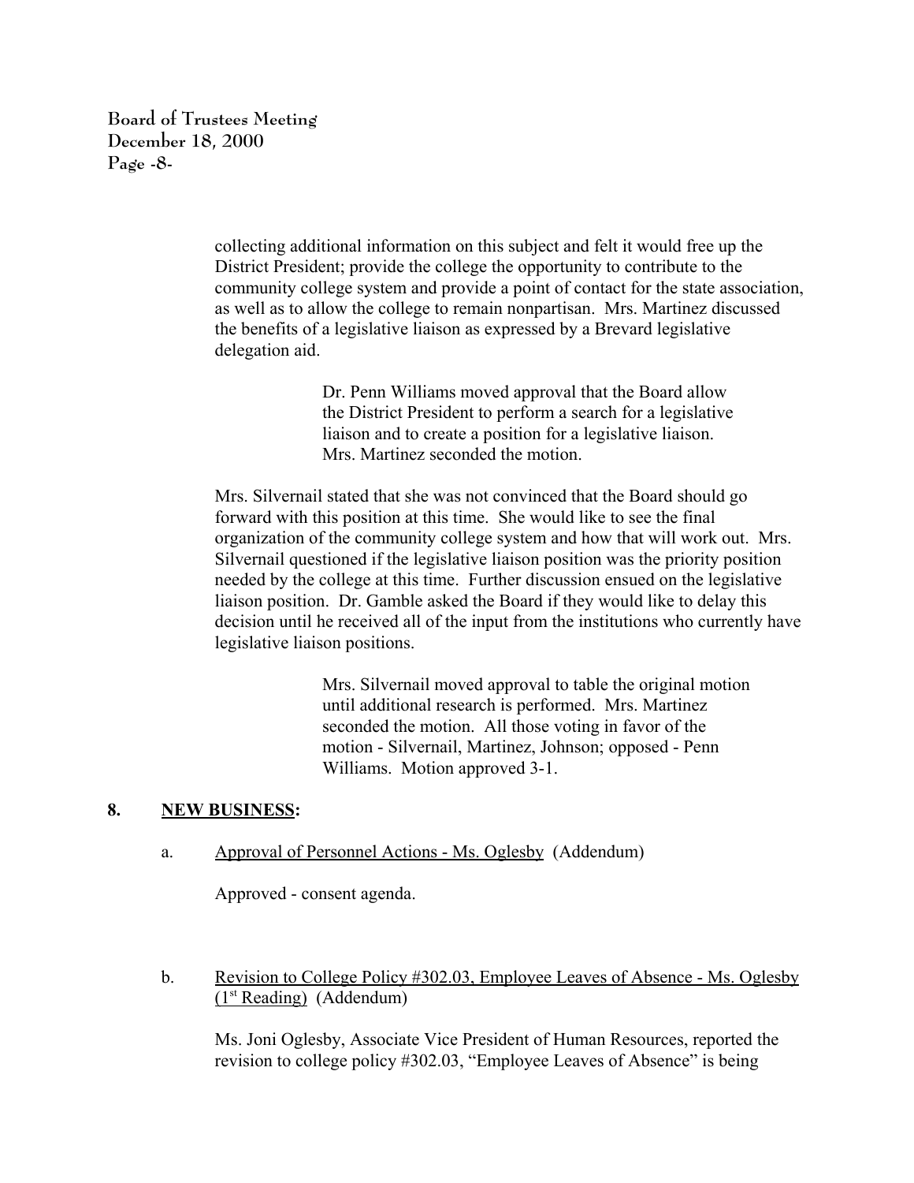collecting additional information on this subject and felt it would free up the District President; provide the college the opportunity to contribute to the community college system and provide a point of contact for the state association, as well as to allow the college to remain nonpartisan. Mrs. Martinez discussed the benefits of a legislative liaison as expressed by a Brevard legislative delegation aid.

> Dr. Penn Williams moved approval that the Board allow the District President to perform a search for a legislative liaison and to create a position for a legislative liaison. Mrs. Martinez seconded the motion.

Mrs. Silvernail stated that she was not convinced that the Board should go forward with this position at this time. She would like to see the final organization of the community college system and how that will work out. Mrs. Silvernail questioned if the legislative liaison position was the priority position needed by the college at this time. Further discussion ensued on the legislative liaison position. Dr. Gamble asked the Board if they would like to delay this decision until he received all of the input from the institutions who currently have legislative liaison positions.

> Mrs. Silvernail moved approval to table the original motion until additional research is performed. Mrs. Martinez seconded the motion. All those voting in favor of the motion - Silvernail, Martinez, Johnson; opposed - Penn Williams. Motion approved 3-1.

## 8. NEW BUSINESS:

a. Approval of Personnel Actions - Ms. Oglesby (Addendum)

Approved - consent agenda.

b. Revision to College Policy #302.03, Employee Leaves of Absence - Ms. Oglesby (1st Reading) (Addendum)

Ms. Joni Oglesby, Associate Vice President of Human Resources, reported the revision to college policy #302.03, "Employee Leaves of Absence" is being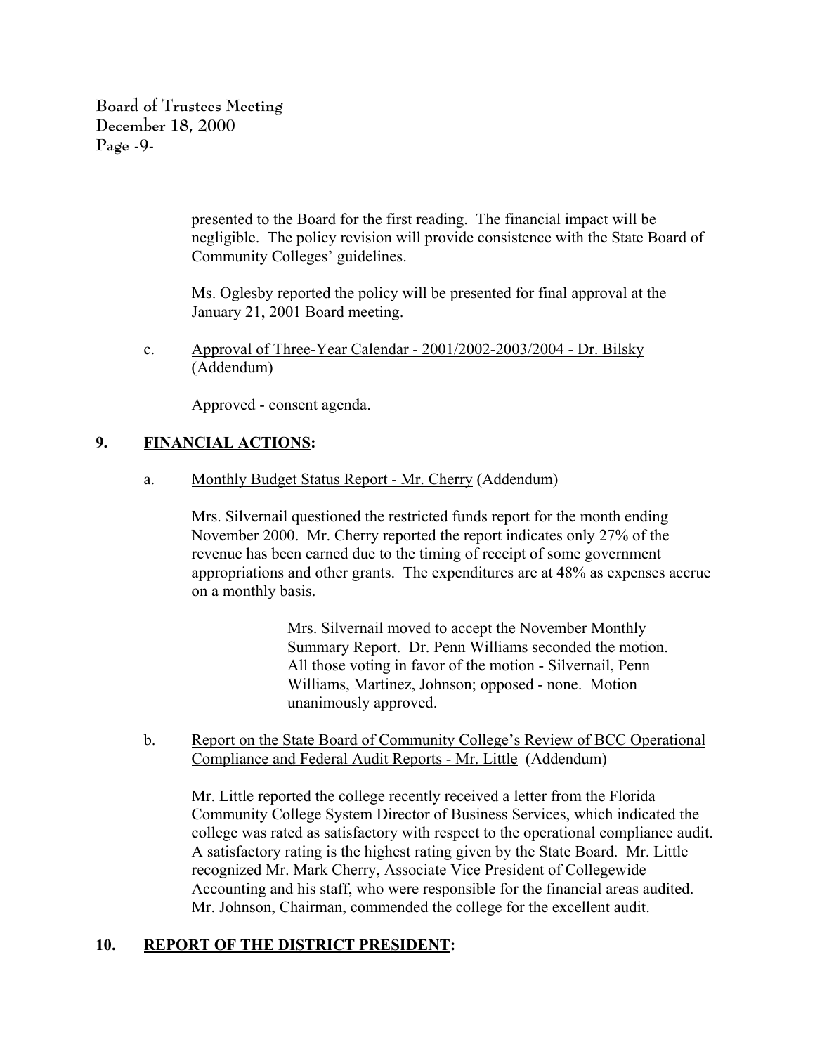presented to the Board for the first reading. The financial impact will be negligible. The policy revision will provide consistence with the State Board of Community Colleges' guidelines.

Ms. Oglesby reported the policy will be presented for final approval at the January 21, 2001 Board meeting.

c. Approval of Three-Year Calendar - 2001/2002-2003/2004 - Dr. Bilsky (Addendum)

Approved - consent agenda.

## 9. **FINANCIAL ACTIONS:**

a. Monthly Budget Status Report - Mr. Cherry (Addendum)

Mrs. Silvernail questioned the restricted funds report for the month ending November 2000. Mr. Cherry reported the report indicates only 27% of the revenue has been earned due to the timing of receipt of some government appropriations and other grants. The expenditures are at 48% as expenses accrue on a monthly basis.

> Mrs. Silvernail moved to accept the November Monthly Summary Report. Dr. Penn Williams seconded the motion. All those voting in favor of the motion - Silvernail, Penn Williams, Martinez, Johnson; opposed - none. Motion unanimously approved.

b. Report on the State Board of Community College's Review of BCC Operational Compliance and Federal Audit Reports - Mr. Little (Addendum)

Mr. Little reported the college recently received a letter from the Florida Community College System Director of Business Services, which indicated the college was rated as satisfactory with respect to the operational compliance audit. A satisfactory rating is the highest rating given by the State Board. Mr. Little recognized Mr. Mark Cherry, Associate Vice President of Collegewide Accounting and his staff, who were responsible for the financial areas audited. Mr. Johnson, Chairman, commended the college for the excellent audit.

## 10. **REPORT OF THE DISTRICT PRESIDENT:**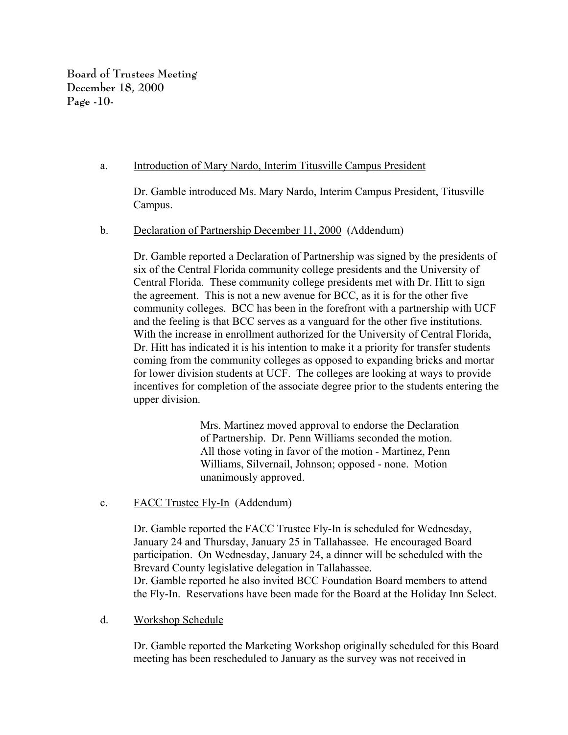a. Introduction of Mary Nardo, Interim Titusville Campus President

Dr. Gamble introduced Ms. Mary Nardo, Interim Campus President, Titusville Campus.

b. Declaration of Partnership December 11, 2000 (Addendum)

Dr. Gamble reported a Declaration of Partnership was signed by the presidents of six of the Central Florida community college presidents and the University of Central Florida. These community college presidents met with Dr. Hitt to sign the agreement. This is not a new avenue for BCC, as it is for the other five community colleges. BCC has been in the forefront with a partnership with UCF and the feeling is that BCC serves as a vanguard for the other five institutions. With the increase in enrollment authorized for the University of Central Florida, Dr. Hitt has indicated it is his intention to make it a priority for transfer students coming from the community colleges as opposed to expanding bricks and mortar for lower division students at UCF. The colleges are looking at ways to provide incentives for completion of the associate degree prior to the students entering the upper division.

> Mrs. Martinez moved approval to endorse the Declaration of Partnership. Dr. Penn Williams seconded the motion. All those voting in favor of the motion - Martinez, Penn Williams, Silvernail, Johnson; opposed - none. Motion unanimously approved.

c. FACC Trustee Fly-In (Addendum)

Dr. Gamble reported the FACC Trustee Fly-In is scheduled for Wednesday, January 24 and Thursday, January 25 in Tallahassee. He encouraged Board participation. On Wednesday, January 24, a dinner will be scheduled with the Brevard County legislative delegation in Tallahassee.
Dr. Gamble reported he also invited BCC Foundation Board members to attend the Fly-In. Reservations have been made for the Board at the Holiday Inn Select.

d. Workshop Schedule

Dr. Gamble reported the Marketing Workshop originally scheduled for this Board meeting has been rescheduled to January as the survey was not received in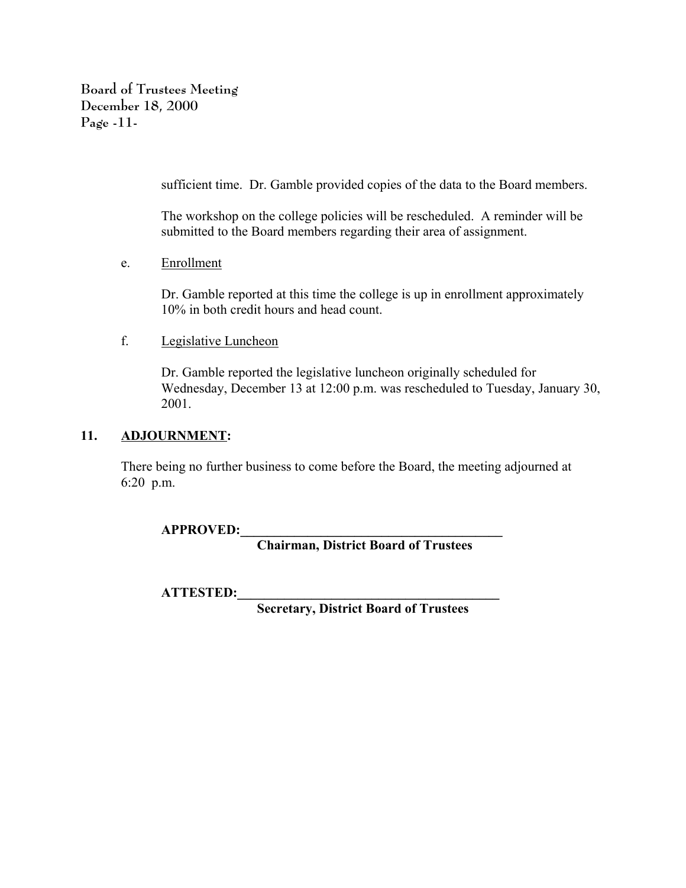sufficient time. Dr. Gamble provided copies of the data to the Board members.

The workshop on the college policies will be rescheduled. A reminder will be submitted to the Board members regarding their area of assignment.

e. Enrollment

Dr. Gamble reported at this time the college is up in enrollment approximately 10% in both credit hours and head count.

f. Legislative Luncheon

Dr. Gamble reported the legislative luncheon originally scheduled for Wednesday, December 13 at 12:00 p.m. was rescheduled to Tuesday, January 30, 2001.

**11. ADJOURNMENT:**

There being no further business to come before the Board, the meeting adjourned at 6:20 p.m.

**APPROVED:________________________________________**
**Chairman, District Board of Trustees**

**ATTESTED:________________________________________**
**Secretary, District Board of Trustees**